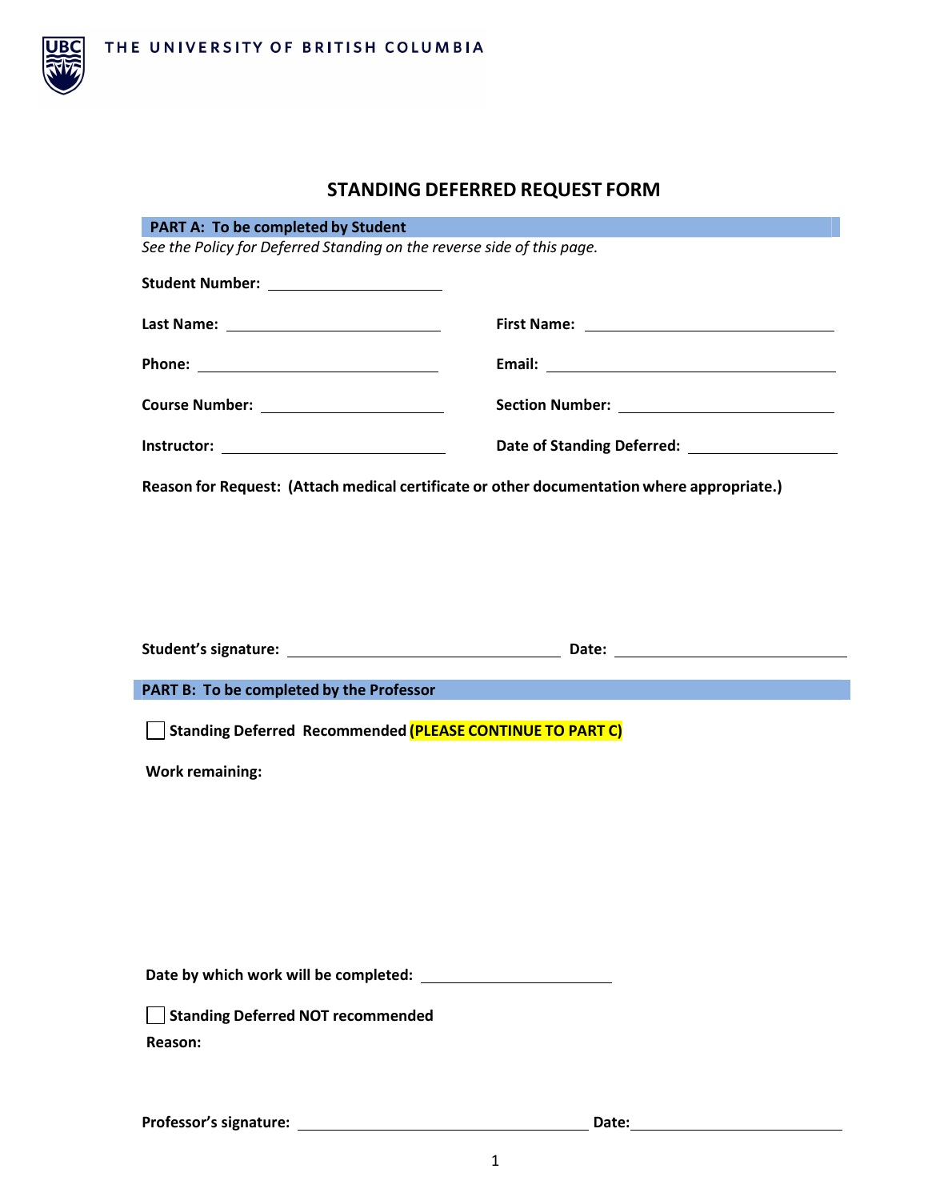THE UNIVERSITY OF BRITISH COLUMBIA

# STANDING DEFERRED REQUEST FORM

## PART A: To be completed by Student

*See the Policy for Deferred Standing on the reverse side of this page.*

**Student Number:** ____________________

**Last Name:** ____________________ **First Name:** ____________________

**Phone:** ____________________ **Email:** ____________________

**Course Number:** ____________________ **Section Number:** ____________________

**Instructor:** ____________________ **Date of Standing Deferred:** ____________________

**Reason for Request: (Attach medical certificate or other documentation where appropriate.)**

**Student's signature:** ____________________ **Date:** ____________________

## PART B: To be completed by the Professor

☐ **Standing Deferred Recommended (PLEASE CONTINUE TO PART C)**

**Work remaining:**

**Date by which work will be completed:** ____________________

☐ **Standing Deferred NOT recommended**

**Reason:**

**Professor's signature:** ____________________ **Date:** ____________________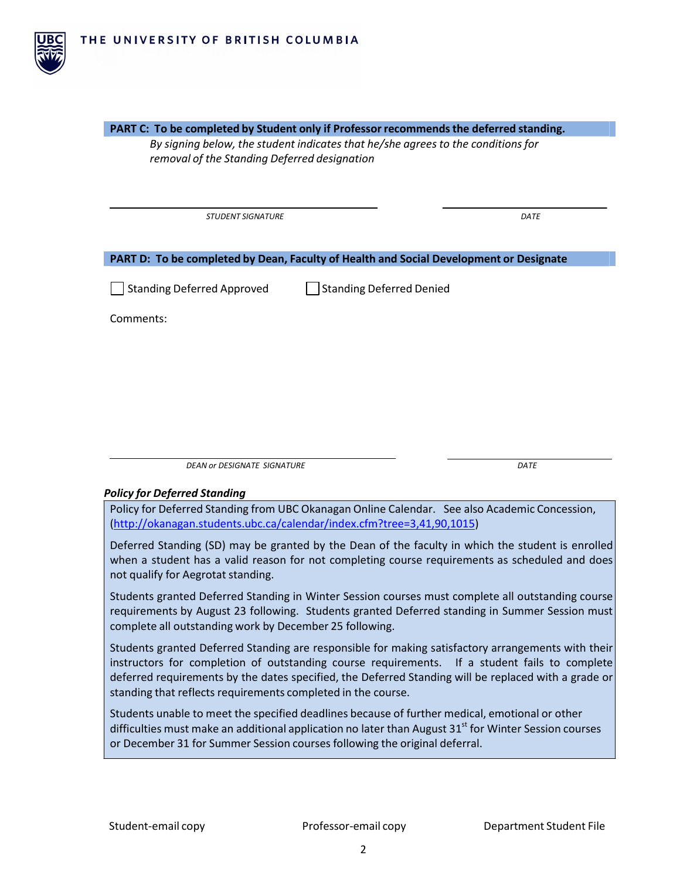THE UNIVERSITY OF BRITISH COLUMBIA

**PART C: To be completed by Student only if Professor recommends the deferred standing.**

*By signing below, the student indicates that he/she agrees to the conditions for removal of the Standing Deferred designation*

_______________________________ _______________

*STUDENT SIGNATURE* *DATE*

**PART D: To be completed by Dean, Faculty of Health and Social Development or Designate**

☐ Standing Deferred Approved ☐ Standing Deferred Denied

Comments:

_______________________________ _______________

*DEAN or DESIGNATE SIGNATURE* *DATE*

***Policy for Deferred Standing***

Policy for Deferred Standing from UBC Okanagan Online Calendar. See also Academic Concession, (http://okanagan.students.ubc.ca/calendar/index.cfm?tree=3,41,90,1015)

Deferred Standing (SD) may be granted by the Dean of the faculty in which the student is enrolled when a student has a valid reason for not completing course requirements as scheduled and does not qualify for Aegrotat standing.

Students granted Deferred Standing in Winter Session courses must complete all outstanding course requirements by August 23 following. Students granted Deferred standing in Summer Session must complete all outstanding work by December 25 following.

Students granted Deferred Standing are responsible for making satisfactory arrangements with their instructors for completion of outstanding course requirements. If a student fails to complete deferred requirements by the dates specified, the Deferred Standing will be replaced with a grade or standing that reflects requirements completed in the course.

Students unable to meet the specified deadlines because of further medical, emotional or other difficulties must make an additional application no later than August 31st for Winter Session courses or December 31 for Summer Session courses following the original deferral.

Student-email copy Professor-email copy Department Student File